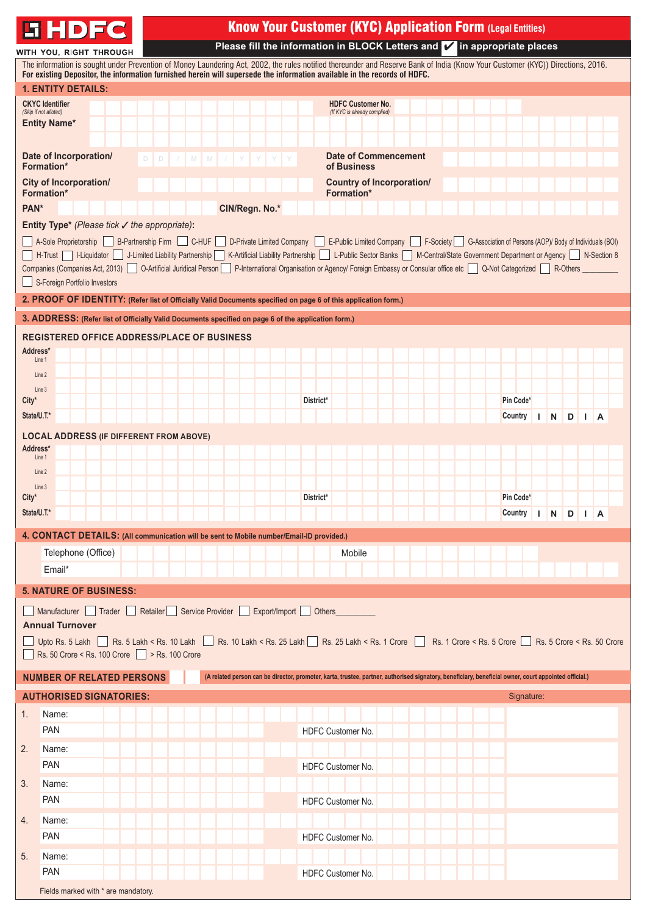HDFC
WITH YOU, RIGHT THROUGH

# Know Your Customer (KYC) Application Form (Legal Entities)

**Please fill the information in BLOCK Letters and ✔ in appropriate places**

The information is sought under Prevention of Money Laundering Act, 2002, the rules notified thereunder and Reserve Bank of India (Know Your Customer (KYC)) Directions, 2016.
**For existing Depositor, the information furnished herein will supersede the information available in the records of HDFC.**

## 1. ENTITY DETAILS:

**CKYC Identifier** (Skip if not alloted)

**HDFC Customer No.** (If KYC is already complied)

**Entity Name***

**Date of Incorporation/ Formation*** D D / M M / Y Y Y Y

**Date of Commencement of Business**

**City of Incorporation/ Formation***

**Country of Incorporation/ Formation***

**PAN***

**CIN/Regn. No.***

**Entity Type*** *(Please tick ✓ the appropriate)*:

☐ A-Sole Proprietorship ☐ B-Partnership Firm ☐ C-HUF ☐ D-Private Limited Company ☐ E-Public Limited Company ☐ F-Society ☐ G-Association of Persons (AOP)/ Body of Individuals (BOI) ☐ H-Trust ☐ I-Liquidator ☐ J-Limited Liability Partnership ☐ K-Artificial Liability Partnership ☐ L-Public Sector Banks ☐ M-Central/State Government Department or Agency ☐ N-Section 8 Companies (Companies Act, 2013) ☐ O-Artificial Juridical Person ☐ P-International Organisation or Agency/ Foreign Embassy or Consular office etc ☐ Q-Not Categorized ☐ R-Others __________ ☐ S-Foreign Portfolio Investors

## 2. PROOF OF IDENTITY: (Refer list of Officially Valid Documents specified on page 6 of this application form.)

## 3. ADDRESS: (Refer list of Officially Valid Documents specified on page 6 of the application form.)

### REGISTERED OFFICE ADDRESS/PLACE OF BUSINESS

Address* Line 1
Line 2
Line 3
City* District* Pin Code*
State/U.T.* Country I N D I A

### LOCAL ADDRESS (IF DIFFERENT FROM ABOVE)

Address* Line 1
Line 2
Line 3
City* District* Pin Code*
State/U.T.* Country I N D I A

## 4. CONTACT DETAILS: (All communication will be sent to Mobile number/Email-ID provided.)

Telephone (Office) Mobile

Email*

## 5. NATURE OF BUSINESS:

☐ Manufacturer ☐ Trader ☐ Retailer ☐ Service Provider ☐ Export/Import ☐ Others__________

**Annual Turnover**

☐ Upto Rs. 5 Lakh ☐ Rs. 5 Lakh < Rs. 10 Lakh ☐ Rs. 10 Lakh < Rs. 25 Lakh ☐ Rs. 25 Lakh < Rs. 1 Crore ☐ Rs. 1 Crore < Rs. 5 Crore ☐ Rs. 5 Crore < Rs. 50 Crore ☐ Rs. 50 Crore < Rs. 100 Crore ☐ > Rs. 100 Crore

**NUMBER OF RELATED PERSONS** (A related person can be director, promoter, karta, trustee, partner, authorised signatory, beneficiary, beneficial owner, court appointed official.)

## AUTHORISED SIGNATORIES:

| | | | Signature: |
|---|---|---|---|
| 1. | Name: | | |
| | PAN | HDFC Customer No. | |
| 2. | Name: | | |
| | PAN | HDFC Customer No. | |
| 3. | Name: | | |
| | PAN | HDFC Customer No. | |
| 4. | Name: | | |
| | PAN | HDFC Customer No. | |
| 5. | Name: | | |
| | PAN | HDFC Customer No. | |

Fields marked with * are mandatory.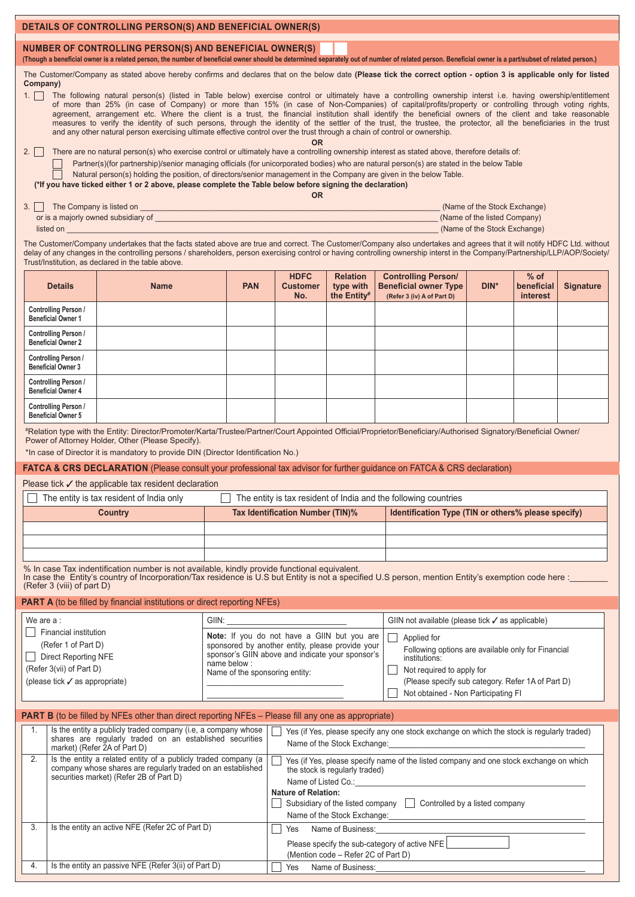## DETAILS OF CONTROLLING PERSON(S) AND BENEFICIAL OWNER(S)

### NUMBER OF CONTROLLING PERSON(S) AND BENEFICIAL OWNER(S) ☐☐

**(Though a beneficial owner is a related person, the number of beneficial owner should be determined separately out of number of related person. Beneficial owner is a part/subset of related person.)**

The Customer/Company as stated above hereby confirms and declares that on the below date **(Please tick the correct option - option 3 is applicable only for listed Company)**

1. ☐ The following natural person(s) (listed in Table below) exercise control or ultimately have a controlling ownership interst i.e. having owership/entitlement of more than 25% (in case of Company) or more than 15% (in case of Non-Companies) of capital/profits/property or controlling through voting rights, agreement, arrangement etc. Where the client is a trust, the financial institution shall identify the beneficial owners of the client and take reasonable measures to verify the identity of such persons, through the identity of the settler of the trust, the trustee, the protector, all the beneficiaries in the trust and any other natural person exercising ultimate effective control over the trust through a chain of control or ownership.

**OR**

2. ☐ There are no natural person(s) who exercise control or ultimately have a controlling ownership interest as stated above, therefore details of:
   - ☐ Partner(s)(for partnership)/senior managing officials (for unicorporated bodies) who are natural person(s) are stated in the below Table
   - ☐ Natural person(s) holding the position, of directors/senior management in the Company are given in the below Table.

**(*If you have ticked either 1 or 2 above, please complete the Table below before signing the declaration)**

**OR**

3. ☐ The Company is listed on ____________________ (Name of the Stock Exchange)
   or is a majorly owned subsidiary of ____________________ (Name of the listed Company)
   listed on ____________________ (Name of the Stock Exchange)

The Customer/Company undertakes that the facts stated above are true and correct. The Customer/Company also undertakes and agrees that it will notify HDFC Ltd. without delay of any changes in the controlling persons / shareholders, person exercising control or having controlling ownership interst in the Company/Partnership/LLP/AOP/Society/ Trust/Institution, as declared in the table above.

| Details | Name | PAN | HDFC Customer No. | Relation type with the Entity[#] | Controlling Person/ Beneficial owner Type (Refer 3 (iv) A of Part D) | DIN* | % of beneficial interest | Signature |
|---|---|---|---|---|---|---|---|---|
| Controlling Person / Beneficial Owner 1 | | | | | | | | |
| Controlling Person / Beneficial Owner 2 | | | | | | | | |
| Controlling Person / Beneficial Owner 3 | | | | | | | | |
| Controlling Person / Beneficial Owner 4 | | | | | | | | |
| Controlling Person / Beneficial Owner 5 | | | | | | | | |

[#]Relation type with the Entity: Director/Promoter/Karta/Trustee/Partner/Court Appointed Official/Proprietor/Beneficiary/Authorised Signatory/Beneficial Owner/ Power of Attorney Holder, Other (Please Specify).

*In case of Director it is mandatory to provide DIN (Director Identification No.)

## FATCA & CRS DECLARATION (Please consult your professional tax advisor for further guidance on FATCA & CRS declaration)

Please tick ✓ the applicable tax resident declaration

☐ The entity is tax resident of India only ☐ The entity is tax resident of India and the following countries

| Country | Tax Identification Number (TIN)% | Identification Type (TIN or others% please specify) |
|---|---|---|
| | | |
| | | |
| | | |

% In case Tax indentification number is not available, kindly provide functional equivalent.
In case the Entity's country of Incorporation/Tax residence is U.S but Entity is not a specified U.S person, mention Entity's exemption code here :________ (Refer 3 (viii) of part D)

### PART A (to be filled by financial institutions or direct reporting NFEs)

| We are a : | GIIN: ____________________ | GIIN not available (please tick ✓ as applicable) |
|---|---|---|
| ☐ Financial institution (Refer 1 of Part D) ☐ Direct Reporting NFE (Refer 3(vii) of Part D) (please tick ✓ as appropriate) | **Note:** If you do not have a GIIN but you are sponsored by another entity, please provide your sponsor's GIIN above and indicate your sponsor's name below : Name of the sponsoring entity: ____________________ ____________________ | ☐ Applied for Following options are available only for Financial institutions: ☐ Not required to apply for (Please specify sub category. Refer 1A of Part D) ☐ Not obtained - Non Participating FI |

### PART B (to be filled by NFEs other than direct reporting NFEs – Please fill any one as appropriate)

| | | |
|---|---|---|
| 1. | Is the entity a publicly traded company (i.e, a company whose shares are regularly traded on an established securities market) (Refer 2A of Part D) | ☐ Yes (if Yes, please specify any one stock exchange on which the stock is regularly traded) Name of the Stock Exchange:____________________ |
| 2. | Is the entity a related entity of a publicly traded company (a company whose shares are regularly traded on an established securities market) (Refer 2B of Part D) | ☐ Yes (if Yes, please specify name of the listed company and one stock exchange on which the stock is regularly traded) Name of Listed Co.:____________________ **Nature of Relation:** ☐ Subsidiary of the listed company ☐ Controlled by a listed company Name of the Stock Exchange:____________________ |
| 3. | Is the entity an active NFE (Refer 2C of Part D) | ☐ Yes Name of Business:____________________ Please specify the sub-category of active NFE ☐ (Mention code – Refer 2C of Part D) |
| 4. | Is the entity an passive NFE (Refer 3(ii) of Part D) | ☐ Yes Name of Business:____________________ |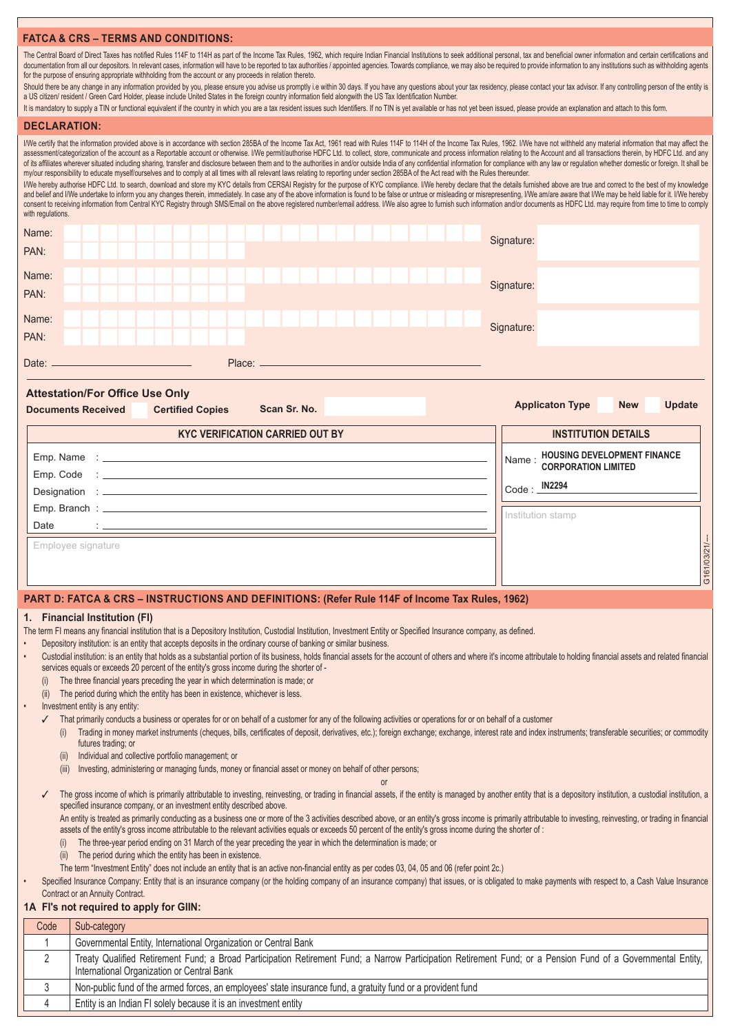## FATCA & CRS – TERMS AND CONDITIONS:

The Central Board of Direct Taxes has notified Rules 114F to 114H as part of the Income Tax Rules, 1962, which require Indian Financial Institutions to seek additional personal, tax and beneficial owner information and certain certifications and documentation from all our depositors. In relevant cases, information will have to be reported to tax authorities / appointed agencies. Towards compliance, we may also be required to provide information to any institutions such as withholding agents for the purpose of ensuring appropriate withholding from the account or any proceeds in relation thereto.

Should there be any change in any information provided by you, please ensure you advise us promptly i.e within 30 days. If you have any questions about your tax residency, please contact your tax advisor. If any controlling person of the entity is a US citizen/ resident / Green Card Holder, please include United States in the foreign country information field alongwith the US Tax Identification Number.

It is mandatory to supply a TIN or functional equivalent if the country in which you are a tax resident issues such Identifiers. If no TIN is yet available or has not yet been issued, please provide an explanation and attach to this form.

## DECLARATION:

I/We certify that the information provided above is in accordance with section 285BA of the Income Tax Act, 1961 read with Rules 114F to 114H of the Income Tax Rules, 1962. I/We have not withheld any material information that may affect the assessment/categorization of the account as a Reportable account or otherwise. I/We permit/authorise HDFC Ltd. to collect, store, communicate and process information relating to the Account and all transactions therein, by HDFC Ltd. and any of its affiliates wherever situated including sharing, transfer and disclosure between them and to the authorities in and/or outside India of any confidential information for compliance with any law or regulation whether domestic or foreign. It shall be my/our responsibility to educate myself/ourselves and to comply at all times with all relevant laws relating to reporting under section 285BA of the Act read with the Rules thereunder.

I/We hereby authorise HDFC Ltd. to search, download and store my KYC details from CERSAI Registry for the purpose of KYC compliance. I/We hereby declare that the details furnished above are true and correct to the best of my knowledge and belief and I/We undertake to inform you any changes therein, immediately. In case any of the above information is found to be false or untrue or misleading or misrepresenting, I/We am/are aware that I/We may be held liable for it. I/We hereby consent to receiving information from Central KYC Registry through SMS/Email on the above registered number/email address. I/We also agree to furnish such information and/or documents as HDFC Ltd. may require from time to time to comply with regulations.

Name: ____________________ Signature: ____________________
PAN: ____________________

Name: ____________________ Signature: ____________________
PAN: ____________________

Name: ____________________ Signature: ____________________
PAN: ____________________

Date: ____________________ Place: ____________________

### Attestation/For Office Use Only

**Documents Received** ☐ **Certified Copies** **Scan Sr. No.** ________ **Applicaton Type** ☐ **New** ☐ **Update**

| KYC VERIFICATION CARRIED OUT BY | INSTITUTION DETAILS |
|---|---|
| Emp. Name : ____________________ | Name : **HOUSING DEVELOPMENT FINANCE CORPORATION LIMITED** |
| Emp. Code : ____________________ | Code : **IN2294** |
| Designation : ____________________ | |
| Emp. Branch : ____________________ | Institution stamp |
| Date : ____________________ | |
| Employee signature | |

G161/03/21/--

## PART D: FATCA & CRS – INSTRUCTIONS AND DEFINITIONS: (Refer Rule 114F of Income Tax Rules, 1962)

### 1. Financial Institution (FI)

The term FI means any financial institution that is a Depository Institution, Custodial Institution, Investment Entity or Specified Insurance company, as defined.

- Depository institution: is an entity that accepts deposits in the ordinary course of banking or similar business.
- Custodial institution: is an entity that holds as a substantial portion of its business, holds financial assets for the account of others and where it's income attributale to holding financial assets and related financial services equals or exceeds 20 percent of the entity's gross income during the shorter of -
  - (i) The three financial years preceding the year in which determination is made; or
  - (ii) The period during which the entity has been in existence, whichever is less.
- Investment entity is any entity:
  - ✓ That primarily conducts a business or operates for or on behalf of a customer for any of the following activities or operations for or on behalf of a customer
    - (i) Trading in money market instruments (cheques, bills, certificates of deposit, derivatives, etc.); foreign exchange; exchange, interest rate and index instruments; transferable securities; or commodity futures trading; or
    - (ii) Individual and collective portfolio management; or
    - (iii) Investing, administering or managing funds, money or financial asset or money on behalf of other persons;

    or
  - ✓ The gross income of which is primarily attributable to investing, reinvesting, or trading in financial assets, if the entity is managed by another entity that is a depository institution, a custodial institution, a specified insurance company, or an investment entity described above.

    An entity is treated as primarily conducting as a business one or more of the 3 activities described above, or an entity's gross income is primarily attributable to investing, reinvesting, or trading in financial assets of the entity's gross income attributable to the relevant activities equals or exceeds 50 percent of the entity's gross income during the shorter of :
    - (i) The three-year period ending on 31 March of the year preceding the year in which the determination is made; or
    - (ii) The period during which the entity has been in existence.

    The term "Investment Entity" does not include an entity that is an active non-financial entity as per codes 03, 04, 05 and 06 (refer point 2c.)
- Specified Insurance Company: Entity that is an insurance company (or the holding company of an insurance company) that issues, or is obligated to make payments with respect to, a Cash Value Insurance Contract or an Annuity Contract.

### 1A FI's not required to apply for GIIN:

| Code | Sub-category |
|---|---|
| 1 | Governmental Entity, International Organization or Central Bank |
| 2 | Treaty Qualified Retirement Fund; a Broad Participation Retirement Fund; a Narrow Participation Retirement Fund; or a Pension Fund of a Governmental Entity, International Organization or Central Bank |
| 3 | Non-public fund of the armed forces, an employees' state insurance fund, a gratuity fund or a provident fund |
| 4 | Entity is an Indian FI solely because it is an investment entity |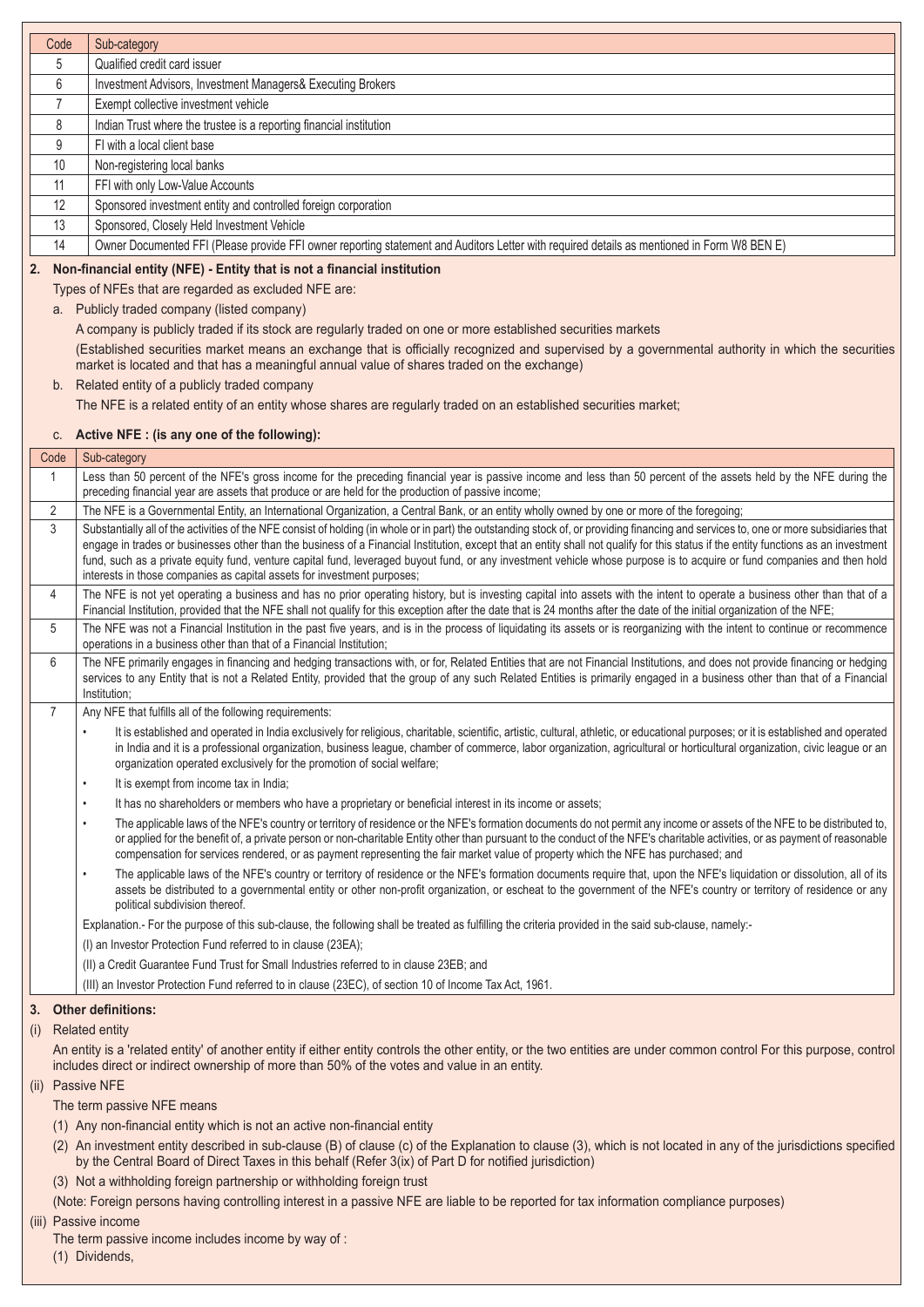| Code | Sub-category |
|---|---|
| 5 | Qualified credit card issuer |
| 6 | Investment Advisors, Investment Managers& Executing Brokers |
| 7 | Exempt collective investment vehicle |
| 8 | Indian Trust where the trustee is a reporting financial institution |
| 9 | FI with a local client base |
| 10 | Non-registering local banks |
| 11 | FFI with only Low-Value Accounts |
| 12 | Sponsored investment entity and controlled foreign corporation |
| 13 | Sponsored, Closely Held Investment Vehicle |
| 14 | Owner Documented FFI (Please provide FFI owner reporting statement and Auditors Letter with required details as mentioned in Form W8 BEN E) |

**2. Non-financial entity (NFE) - Entity that is not a financial institution**

Types of NFEs that are regarded as excluded NFE are:

a. Publicly traded company (listed company)

A company is publicly traded if its stock are regularly traded on one or more established securities markets

(Established securities market means an exchange that is officially recognized and supervised by a governmental authority in which the securities market is located and that has a meaningful annual value of shares traded on the exchange)

b. Related entity of a publicly traded company

The NFE is a related entity of an entity whose shares are regularly traded on an established securities market;

c. **Active NFE : (is any one of the following):**

| Code | Sub-category |
|---|---|
| 1 | Less than 50 percent of the NFE's gross income for the preceding financial year is passive income and less than 50 percent of the assets held by the NFE during the preceding financial year are assets that produce or are held for the production of passive income; |
| 2 | The NFE is a Governmental Entity, an International Organization, a Central Bank, or an entity wholly owned by one or more of the foregoing; |
| 3 | Substantially all of the activities of the NFE consist of holding (in whole or in part) the outstanding stock of, or providing financing and services to, one or more subsidiaries that engage in trades or businesses other than the business of a Financial Institution, except that an entity shall not qualify for this status if the entity functions as an investment fund, such as a private equity fund, venture capital fund, leveraged buyout fund, or any investment vehicle whose purpose is to acquire or fund companies and then hold interests in those companies as capital assets for investment purposes; |
| 4 | The NFE is not yet operating a business and has no prior operating history, but is investing capital into assets with the intent to operate a business other than that of a Financial Institution, provided that the NFE shall not qualify for this exception after the date that is 24 months after the date of the initial organization of the NFE; |
| 5 | The NFE was not a Financial Institution in the past five years, and is in the process of liquidating its assets or is reorganizing with the intent to continue or recommence operations in a business other than that of a Financial Institution; |
| 6 | The NFE primarily engages in financing and hedging transactions with, or for, Related Entities that are not Financial Institutions, and does not provide financing or hedging services to any Entity that is not a Related Entity, provided that the group of any such Related Entities is primarily engaged in a business other than that of a Financial Institution; |
| 7 | Any NFE that fulfills all of the following requirements:<br>• It is established and operated in India exclusively for religious, charitable, scientific, artistic, cultural, athletic, or educational purposes; or it is established and operated in India and it is a professional organization, business league, chamber of commerce, labor organization, agricultural or horticultural organization, civic league or an organization operated exclusively for the promotion of social welfare;<br>• It is exempt from income tax in India;<br>• It has no shareholders or members who have a proprietary or beneficial interest in its income or assets;<br>• The applicable laws of the NFE's country or territory of residence or the NFE's formation documents do not permit any income or assets of the NFE to be distributed to, or applied for the benefit of, a private person or non-charitable Entity other than pursuant to the conduct of the NFE's charitable activities, or as payment of reasonable compensation for services rendered, or as payment representing the fair market value of property which the NFE has purchased; and<br>• The applicable laws of the NFE's country or territory of residence or the NFE's formation documents require that, upon the NFE's liquidation or dissolution, all of its assets be distributed to a governmental entity or other non-profit organization, or escheat to the government of the NFE's country or territory of residence or any political subdivision thereof.<br>Explanation.- For the purpose of this sub-clause, the following shall be treated as fulfilling the criteria provided in the said sub-clause, namely:-<br>(I) an Investor Protection Fund referred to in clause (23EA);<br>(II) a Credit Guarantee Fund Trust for Small Industries referred to in clause 23EB; and<br>(III) an Investor Protection Fund referred to in clause (23EC), of section 10 of Income Tax Act, 1961. |

**3. Other definitions:**

(i) Related entity

An entity is a 'related entity' of another entity if either entity controls the other entity, or the two entities are under common control For this purpose, control includes direct or indirect ownership of more than 50% of the votes and value in an entity.

(ii) Passive NFE

The term passive NFE means

(1) Any non-financial entity which is not an active non-financial entity

(2) An investment entity described in sub-clause (B) of clause (c) of the Explanation to clause (3), which is not located in any of the jurisdictions specified by the Central Board of Direct Taxes in this behalf (Refer 3(ix) of Part D for notified jurisdiction)

(3) Not a withholding foreign partnership or withholding foreign trust

(Note: Foreign persons having controlling interest in a passive NFE are liable to be reported for tax information compliance purposes)

(iii) Passive income

The term passive income includes income by way of :

(1) Dividends,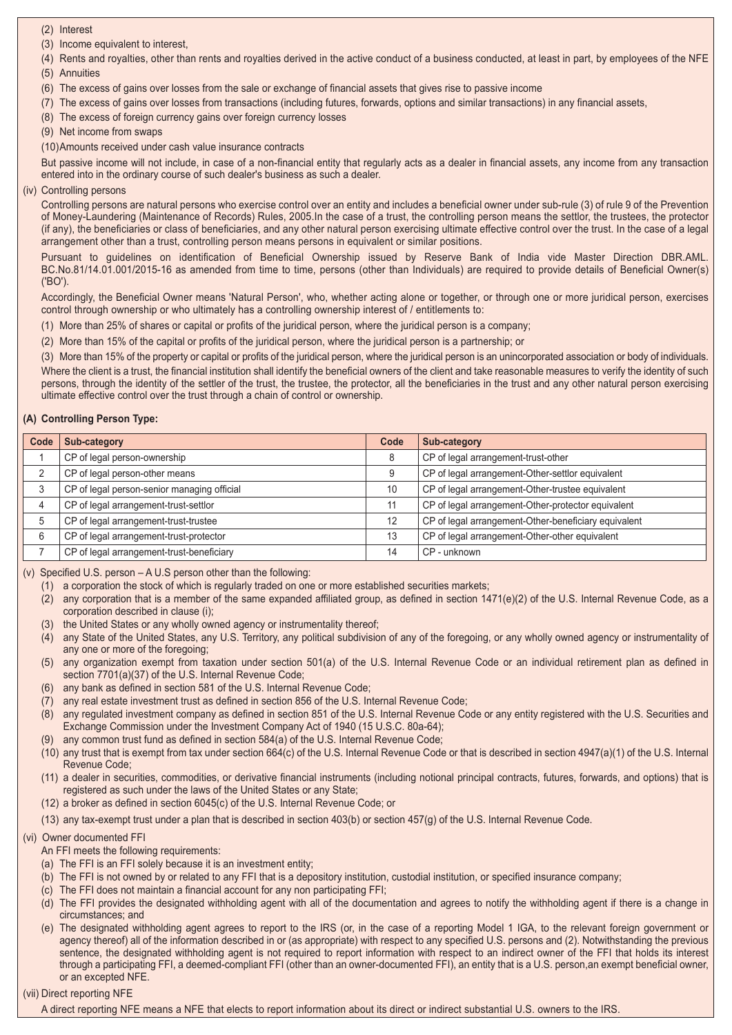(2) Interest

(3) Income equivalent to interest,

(4) Rents and royalties, other than rents and royalties derived in the active conduct of a business conducted, at least in part, by employees of the NFE

(5) Annuities

(6) The excess of gains over losses from the sale or exchange of financial assets that gives rise to passive income

(7) The excess of gains over losses from transactions (including futures, forwards, options and similar transactions) in any financial assets,

(8) The excess of foreign currency gains over foreign currency losses

(9) Net income from swaps

(10) Amounts received under cash value insurance contracts

But passive income will not include, in case of a non-financial entity that regularly acts as a dealer in financial assets, any income from any transaction entered into in the ordinary course of such dealer's business as such a dealer.

(iv) Controlling persons

Controlling persons are natural persons who exercise control over an entity and includes a beneficial owner under sub-rule (3) of rule 9 of the Prevention of Money-Laundering (Maintenance of Records) Rules, 2005.In the case of a trust, the controlling person means the settlor, the trustees, the protector (if any), the beneficiaries or class of beneficiaries, and any other natural person exercising ultimate effective control over the trust. In the case of a legal arrangement other than a trust, controlling person means persons in equivalent or similar positions.

Pursuant to guidelines on identification of Beneficial Ownership issued by Reserve Bank of India vide Master Direction DBR.AML. BC.No.81/14.01.001/2015-16 as amended from time to time, persons (other than Individuals) are required to provide details of Beneficial Owner(s) ('BO').

Accordingly, the Beneficial Owner means 'Natural Person', who, whether acting alone or together, or through one or more juridical person, exercises control through ownership or who ultimately has a controlling ownership interest of / entitlements to:

(1) More than 25% of shares or capital or profits of the juridical person, where the juridical person is a company;

(2) More than 15% of the capital or profits of the juridical person, where the juridical person is a partnership; or

(3) More than 15% of the property or capital or profits of the juridical person, where the juridical person is an unincorporated association or body of individuals.

Where the client is a trust, the financial institution shall identify the beneficial owners of the client and take reasonable measures to verify the identity of such persons, through the identity of the settler of the trust, the trustee, the protector, all the beneficiaries in the trust and any other natural person exercising ultimate effective control over the trust through a chain of control or ownership.

**(A) Controlling Person Type:**

| Code | Sub-category | Code | Sub-category |
|---|---|---|---|
| 1 | CP of legal person-ownership | 8 | CP of legal arrangement-trust-other |
| 2 | CP of legal person-other means | 9 | CP of legal arrangement-Other-settlor equivalent |
| 3 | CP of legal person-senior managing official | 10 | CP of legal arrangement-Other-trustee equivalent |
| 4 | CP of legal arrangement-trust-settlor | 11 | CP of legal arrangement-Other-protector equivalent |
| 5 | CP of legal arrangement-trust-trustee | 12 | CP of legal arrangement-Other-beneficiary equivalent |
| 6 | CP of legal arrangement-trust-protector | 13 | CP of legal arrangement-Other-other equivalent |
| 7 | CP of legal arrangement-trust-beneficiary | 14 | CP - unknown |

(v) Specified U.S. person – A U.S person other than the following:

(1) a corporation the stock of which is regularly traded on one or more established securities markets;

(2) any corporation that is a member of the same expanded affiliated group, as defined in section 1471(e)(2) of the U.S. Internal Revenue Code, as a corporation described in clause (i);

(3) the United States or any wholly owned agency or instrumentality thereof;

(4) any State of the United States, any U.S. Territory, any political subdivision of any of the foregoing, or any wholly owned agency or instrumentality of any one or more of the foregoing;

(5) any organization exempt from taxation under section 501(a) of the U.S. Internal Revenue Code or an individual retirement plan as defined in section 7701(a)(37) of the U.S. Internal Revenue Code;

(6) any bank as defined in section 581 of the U.S. Internal Revenue Code;

(7) any real estate investment trust as defined in section 856 of the U.S. Internal Revenue Code;

(8) any regulated investment company as defined in section 851 of the U.S. Internal Revenue Code or any entity registered with the U.S. Securities and Exchange Commission under the Investment Company Act of 1940 (15 U.S.C. 80a-64);

(9) any common trust fund as defined in section 584(a) of the U.S. Internal Revenue Code;

(10) any trust that is exempt from tax under section 664(c) of the U.S. Internal Revenue Code or that is described in section 4947(a)(1) of the U.S. Internal Revenue Code;

(11) a dealer in securities, commodities, or derivative financial instruments (including notional principal contracts, futures, forwards, and options) that is registered as such under the laws of the United States or any State;

(12) a broker as defined in section 6045(c) of the U.S. Internal Revenue Code; or

(13) any tax-exempt trust under a plan that is described in section 403(b) or section 457(g) of the U.S. Internal Revenue Code.

(vi) Owner documented FFI

An FFI meets the following requirements:

(a) The FFI is an FFI solely because it is an investment entity;

(b) The FFI is not owned by or related to any FFI that is a depository institution, custodial institution, or specified insurance company;

(c) The FFI does not maintain a financial account for any non participating FFI;

(d) The FFI provides the designated withholding agent with all of the documentation and agrees to notify the withholding agent if there is a change in circumstances; and

(e) The designated withholding agent agrees to report to the IRS (or, in the case of a reporting Model 1 IGA, to the relevant foreign government or agency thereof) all of the information described in or (as appropriate) with respect to any specified U.S. persons and (2). Notwithstanding the previous sentence, the designated withholding agent is not required to report information with respect to an indirect owner of the FFI that holds its interest through a participating FFI, a deemed-compliant FFI (other than an owner-documented FFI), an entity that is a U.S. person,an exempt beneficial owner, or an excepted NFE.

(vii) Direct reporting NFE

A direct reporting NFE means a NFE that elects to report information about its direct or indirect substantial U.S. owners to the IRS.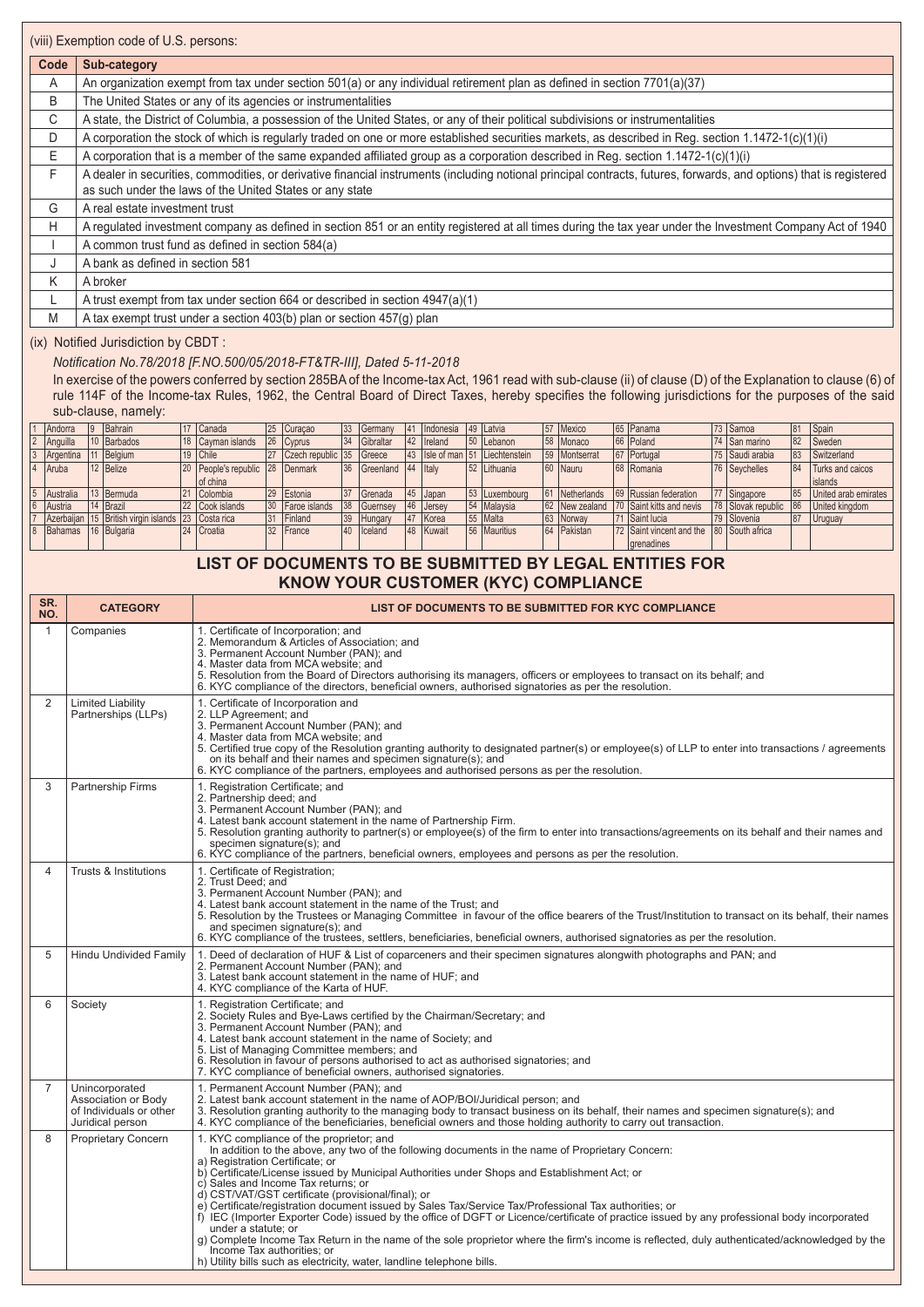(viii) Exemption code of U.S. persons:

| Code | Sub-category |
|---|---|
| A | An organization exempt from tax under section 501(a) or any individual retirement plan as defined in section 7701(a)(37) |
| B | The United States or any of its agencies or instrumentalities |
| C | A state, the District of Columbia, a possession of the United States, or any of their political subdivisions or instrumentalities |
| D | A corporation the stock of which is regularly traded on one or more established securities markets, as described in Reg. section 1.1472-1(c)(1)(i) |
| E | A corporation that is a member of the same expanded affiliated group as a corporation described in Reg. section 1.1472-1(c)(1)(i) |
| F | A dealer in securities, commodities, or derivative financial instruments (including notional principal contracts, futures, forwards, and options) that is registered as such under the laws of the United States or any state |
| G | A real estate investment trust |
| H | A regulated investment company as defined in section 851 or an entity registered at all times during the tax year under the Investment Company Act of 1940 |
| I | A common trust fund as defined in section 584(a) |
| J | A bank as defined in section 581 |
| K | A broker |
| L | A trust exempt from tax under section 664 or described in section 4947(a)(1) |
| M | A tax exempt trust under a section 403(b) plan or section 457(g) plan |

(ix) Notified Jurisdiction by CBDT :

*Notification No.78/2018 [F.NO.500/05/2018-FT&TR-III], Dated 5-11-2018*

In exercise of the powers conferred by section 285BA of the Income-tax Act, 1961 read with sub-clause (ii) of clause (D) of the Explanation to clause (6) of rule 114F of the Income-tax Rules, 1962, the Central Board of Direct Taxes, hereby specifies the following jurisdictions for the purposes of the said sub-clause, namely:

| | | | | | | | | | | | | | | | | | | | | | |
|---|---|---|---|---|---|---|---|---|---|---|---|---|---|---|---|---|---|---|---|---|---|
| 1 | Andorra | 9 | Bahrain | 17 | Canada | 25 | Curaçao | 33 | Germany | 41 | Indonesia | 49 | Latvia | 57 | Mexico | 65 | Panama | 73 | Samoa | 81 | Spain |
| 2 | Anguilla | 10 | Barbados | 18 | Cayman islands | 26 | Cyprus | 34 | Gibraltar | 42 | Ireland | 50 | Lebanon | 58 | Monaco | 66 | Poland | 74 | San marino | 82 | Sweden |
| 3 | Argentina | 11 | Belgium | 19 | Chile | 27 | Czech republic | 35 | Greece | 43 | Isle of man | 51 | Liechtenstein | 59 | Montserrat | 67 | Portugal | 75 | Saudi arabia | 83 | Switzerland |
| 4 | Aruba | 12 | Belize | 20 | People's republic of china | 28 | Denmark | 36 | Greenland | 44 | Italy | 52 | Lithuania | 60 | Nauru | 68 | Romania | 76 | Seychelles | 84 | Turks and caicos islands |
| 5 | Australia | 13 | Bermuda | 21 | Colombia | 29 | Estonia | 37 | Grenada | 45 | Japan | 53 | Luxembourg | 61 | Netherlands | 69 | Russian federation | 77 | Singapore | 85 | United arab emirates |
| 6 | Austria | 14 | Brazil | 22 | Cook islands | 30 | Faroe islands | 38 | Guernsey | 46 | Jersey | 54 | Malaysia | 62 | New zealand | 70 | Saint kitts and nevis | 78 | Slovak republic | 86 | United kingdom |
| 7 | Azerbaijan | 15 | British virgin islands | 23 | Costa rica | 31 | Finland | 39 | Hungary | 47 | Korea | 55 | Malta | 63 | Norway | 71 | Saint lucia | 79 | Slovenia | 87 | Uruguay |
| 8 | Bahamas | 16 | Bulgaria | 24 | Croatia | 32 | France | 40 | Iceland | 48 | Kuwait | 56 | Mauritius | 64 | Pakistan | 72 | Saint vincent and the grenadines | 80 | South africa | | |

## LIST OF DOCUMENTS TO BE SUBMITTED BY LEGAL ENTITIES FOR KNOW YOUR CUSTOMER (KYC) COMPLIANCE

| SR. NO. | CATEGORY | LIST OF DOCUMENTS TO BE SUBMITTED FOR KYC COMPLIANCE |
|---|---|---|
| 1 | Companies | 1. Certificate of Incorporation; and<br>2. Memorandum & Articles of Association; and<br>3. Permanent Account Number (PAN); and<br>4. Master data from MCA website; and<br>5. Resolution from the Board of Directors authorising its managers, officers or employees to transact on its behalf; and<br>6. KYC compliance of the directors, beneficial owners, authorised signatories as per the resolution. |
| 2 | Limited Liability Partnerships (LLPs) | 1. Certificate of Incorporation and<br>2. LLP Agreement; and<br>3. Permanent Account Number (PAN); and<br>4. Master data from MCA website; and<br>5. Certified true copy of the Resolution granting authority to designated partner(s) or employee(s) of LLP to enter into transactions / agreements on its behalf and their names and specimen signature(s); and<br>6. KYC compliance of the partners, employees and authorised persons as per the resolution. |
| 3 | Partnership Firms | 1. Registration Certificate; and<br>2. Partnership deed; and<br>3. Permanent Account Number (PAN); and<br>4. Latest bank account statement in the name of Partnership Firm.<br>5. Resolution granting authority to partner(s) or employee(s) of the firm to enter into transactions/agreements on its behalf and their names and specimen signature(s); and<br>6. KYC compliance of the partners, beneficial owners, employees and persons as per the resolution. |
| 4 | Trusts & Institutions | 1. Certificate of Registration;<br>2. Trust Deed; and<br>3. Permanent Account Number (PAN); and<br>4. Latest bank account statement in the name of the Trust; and<br>5. Resolution by the Trustees or Managing Committee in favour of the office bearers of the Trust/Institution to transact on its behalf, their names and specimen signature(s); and<br>6. KYC compliance of the trustees, settlers, beneficiaries, beneficial owners, authorised signatories as per the resolution. |
| 5 | Hindu Undivided Family | 1. Deed of declaration of HUF & List of coparceners and their specimen signatures alongwith photographs and PAN; and<br>2. Permanent Account Number (PAN); and<br>3. Latest bank account statement in the name of HUF; and<br>4. KYC compliance of the Karta of HUF. |
| 6 | Society | 1. Registration Certificate; and<br>2. Society Rules and Bye-Laws certified by the Chairman/Secretary; and<br>3. Permanent Account Number (PAN); and<br>4. Latest bank account statement in the name of Society; and<br>5. List of Managing Committee members; and<br>6. Resolution in favour of persons authorised to act as authorised signatories; and<br>7. KYC compliance of beneficial owners, authorised signatories. |
| 7 | Unincorporated Association or Body of Individuals or other Juridical person | 1. Permanent Account Number (PAN); and<br>2. Latest bank account statement in the name of AOP/BOI/Juridical person; and<br>3. Resolution granting authority to the managing body to transact business on its behalf, their names and specimen signature(s); and<br>4. KYC compliance of the beneficiaries, beneficial owners and those holding authority to carry out transaction. |
| 8 | Proprietary Concern | 1. KYC compliance of the proprietor; and<br>In addition to the above, any two of the following documents in the name of Proprietary Concern:<br>a) Registration Certificate; or<br>b) Certificate/License issued by Municipal Authorities under Shops and Establishment Act; or<br>c) Sales and Income Tax returns; or<br>d) CST/VAT/GST certificate (provisional/final); or<br>e) Certificate/registration document issued by Sales Tax/Service Tax/Professional Tax authorities; or<br>f) IEC (Importer Exporter Code) issued by the office of DGFT or Licence/certificate of practice issued by any professional body incorporated under a statute; or<br>g) Complete Income Tax Return in the name of the sole proprietor where the firm's income is reflected, duly authenticated/acknowledged by the Income Tax authorities; or<br>h) Utility bills such as electricity, water, landline telephone bills. |